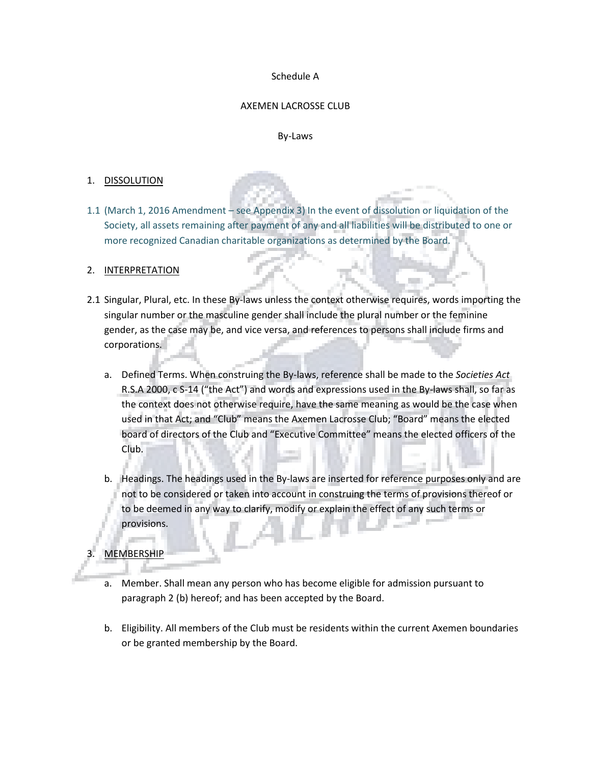Schedule A

AXEMEN LACROSSE CLUB

By-Laws

1. DISSOLUTION

1.1 (March 1, 2016 Amendment – see Appendix 3) In the event of dissolution or liquidation of the Society, all assets remaining after payment of any and all liabilities will be distributed to one or more recognized Canadian charitable organizations as determined by the Board.

2. INTERPRETATION

2.1 Singular, Plural, etc. In these By-laws unless the context otherwise requires, words importing the singular number or the masculine gender shall include the plural number or the feminine gender, as the case may be, and vice versa, and references to persons shall include firms and corporations.

   a. Defined Terms. When construing the By-laws, reference shall be made to the *Societies Act* R.S.A 2000, c S-14 ("the Act") and words and expressions used in the By-laws shall, so far as the context does not otherwise require, have the same meaning as would be the case when used in that Act; and "Club" means the Axemen Lacrosse Club; "Board" means the elected board of directors of the Club and "Executive Committee" means the elected officers of the Club.

   b. Headings. The headings used in the By-laws are inserted for reference purposes only and are not to be considered or taken into account in construing the terms of provisions thereof or to be deemed in any way to clarify, modify or explain the effect of any such terms or provisions.

3. MEMBERSHIP

   a. Member. Shall mean any person who has become eligible for admission pursuant to paragraph 2 (b) hereof; and has been accepted by the Board.

   b. Eligibility. All members of the Club must be residents within the current Axemen boundaries or be granted membership by the Board.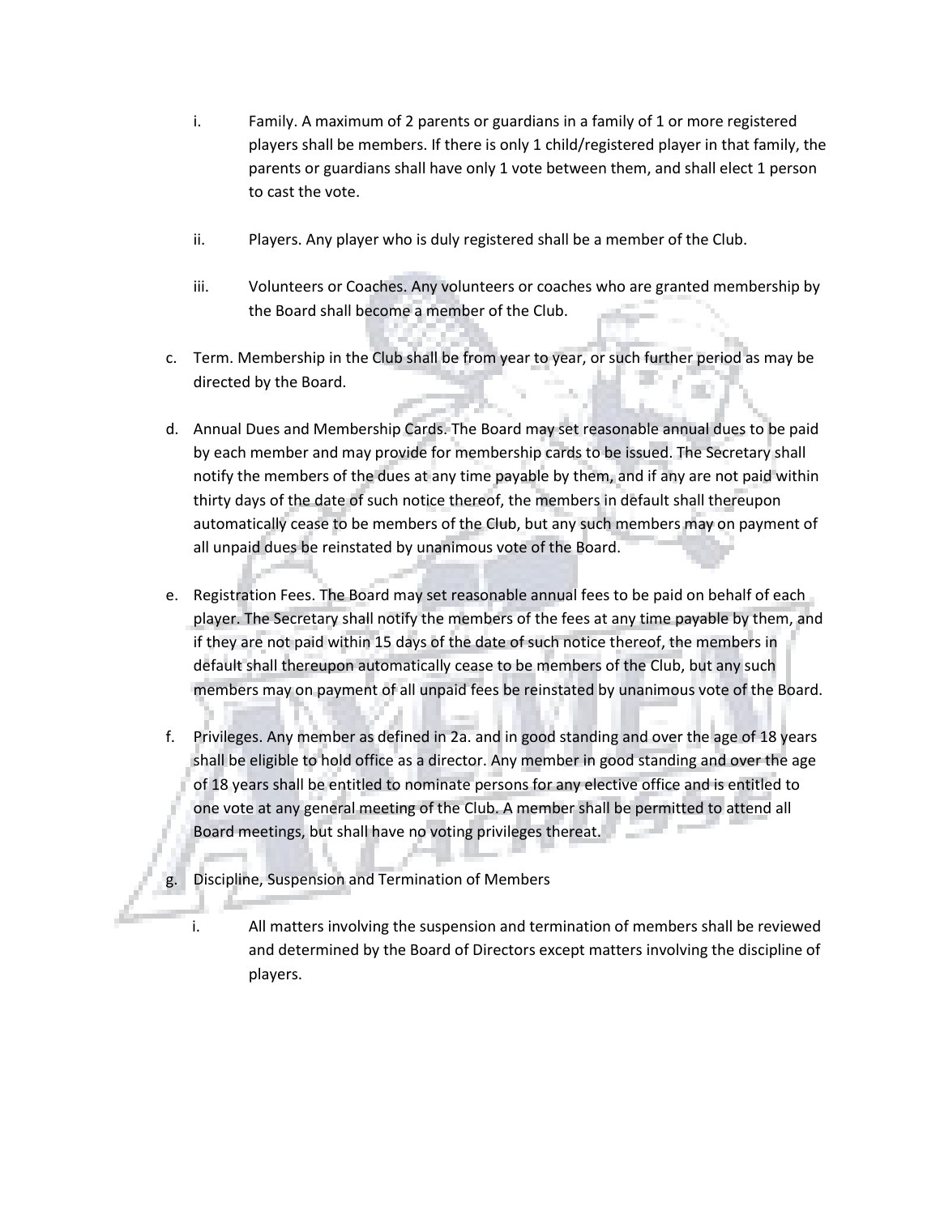i. Family. A maximum of 2 parents or guardians in a family of 1 or more registered players shall be members. If there is only 1 child/registered player in that family, the parents or guardians shall have only 1 vote between them, and shall elect 1 person to cast the vote.

ii. Players. Any player who is duly registered shall be a member of the Club.

iii. Volunteers or Coaches. Any volunteers or coaches who are granted membership by the Board shall become a member of the Club.

c. Term. Membership in the Club shall be from year to year, or such further period as may be directed by the Board.

d. Annual Dues and Membership Cards. The Board may set reasonable annual dues to be paid by each member and may provide for membership cards to be issued. The Secretary shall notify the members of the dues at any time payable by them, and if any are not paid within thirty days of the date of such notice thereof, the members in default shall thereupon automatically cease to be members of the Club, but any such members may on payment of all unpaid dues be reinstated by unanimous vote of the Board.

e. Registration Fees. The Board may set reasonable annual fees to be paid on behalf of each player. The Secretary shall notify the members of the fees at any time payable by them, and if they are not paid within 15 days of the date of such notice thereof, the members in default shall thereupon automatically cease to be members of the Club, but any such members may on payment of all unpaid fees be reinstated by unanimous vote of the Board.

f. Privileges. Any member as defined in 2a. and in good standing and over the age of 18 years shall be eligible to hold office as a director. Any member in good standing and over the age of 18 years shall be entitled to nominate persons for any elective office and is entitled to one vote at any general meeting of the Club. A member shall be permitted to attend all Board meetings, but shall have no voting privileges thereat.

g. Discipline, Suspension and Termination of Members

i. All matters involving the suspension and termination of members shall be reviewed and determined by the Board of Directors except matters involving the discipline of players.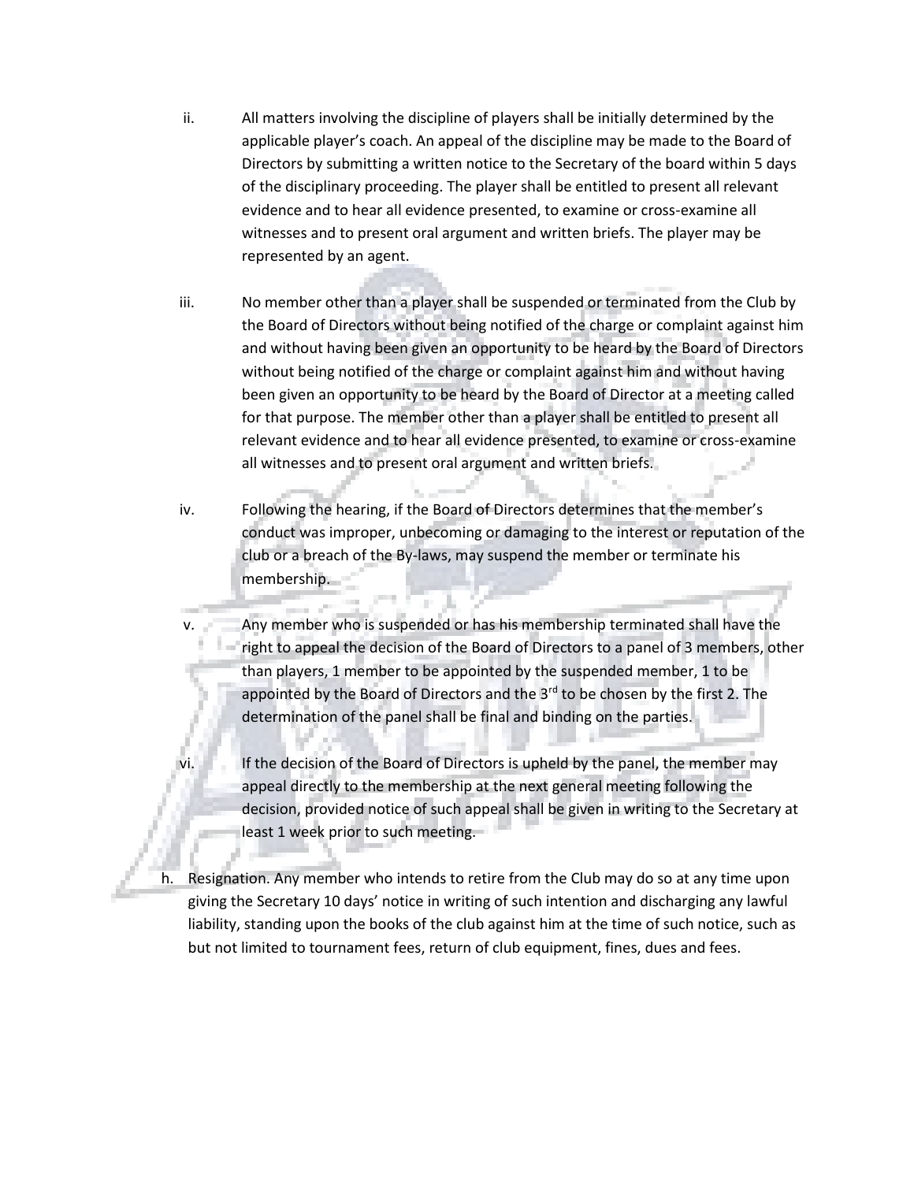ii. All matters involving the discipline of players shall be initially determined by the applicable player's coach. An appeal of the discipline may be made to the Board of Directors by submitting a written notice to the Secretary of the board within 5 days of the disciplinary proceeding. The player shall be entitled to present all relevant evidence and to hear all evidence presented, to examine or cross-examine all witnesses and to present oral argument and written briefs. The player may be represented by an agent.

iii. No member other than a player shall be suspended or terminated from the Club by the Board of Directors without being notified of the charge or complaint against him and without having been given an opportunity to be heard by the Board of Directors without being notified of the charge or complaint against him and without having been given an opportunity to be heard by the Board of Director at a meeting called for that purpose. The member other than a player shall be entitled to present all relevant evidence and to hear all evidence presented, to examine or cross-examine all witnesses and to present oral argument and written briefs.

iv. Following the hearing, if the Board of Directors determines that the member's conduct was improper, unbecoming or damaging to the interest or reputation of the club or a breach of the By-laws, may suspend the member or terminate his membership.

v. Any member who is suspended or has his membership terminated shall have the right to appeal the decision of the Board of Directors to a panel of 3 members, other than players, 1 member to be appointed by the suspended member, 1 to be appointed by the Board of Directors and the 3rd to be chosen by the first 2. The determination of the panel shall be final and binding on the parties.

vi. If the decision of the Board of Directors is upheld by the panel, the member may appeal directly to the membership at the next general meeting following the decision, provided notice of such appeal shall be given in writing to the Secretary at least 1 week prior to such meeting.

h. Resignation. Any member who intends to retire from the Club may do so at any time upon giving the Secretary 10 days' notice in writing of such intention and discharging any lawful liability, standing upon the books of the club against him at the time of such notice, such as but not limited to tournament fees, return of club equipment, fines, dues and fees.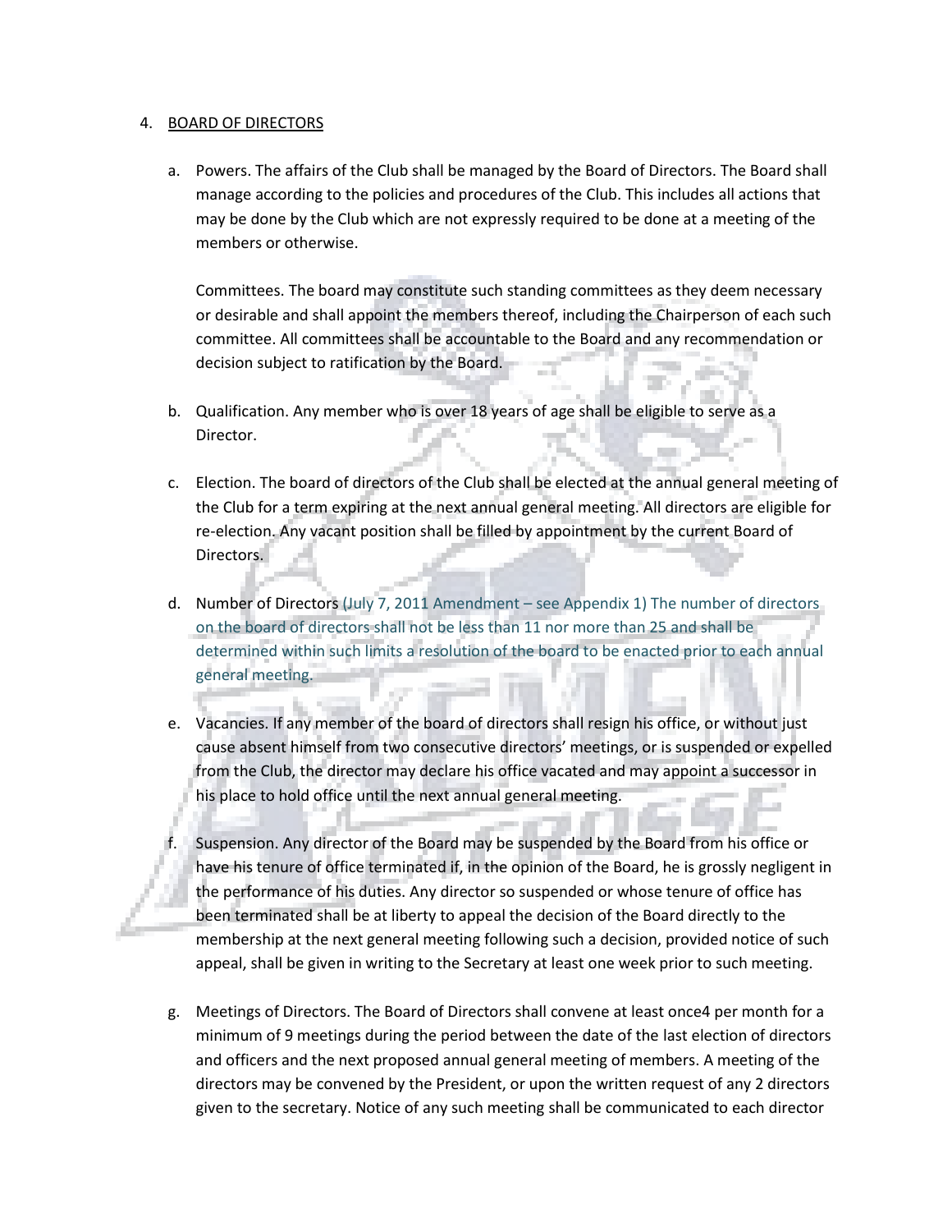4. BOARD OF DIRECTORS

   a. Powers. The affairs of the Club shall be managed by the Board of Directors. The Board shall manage according to the policies and procedures of the Club. This includes all actions that may be done by the Club which are not expressly required to be done at a meeting of the members or otherwise.

      Committees. The board may constitute such standing committees as they deem necessary or desirable and shall appoint the members thereof, including the Chairperson of each such committee. All committees shall be accountable to the Board and any recommendation or decision subject to ratification by the Board.

   b. Qualification. Any member who is over 18 years of age shall be eligible to serve as a Director.

   c. Election. The board of directors of the Club shall be elected at the annual general meeting of the Club for a term expiring at the next annual general meeting. All directors are eligible for re-election. Any vacant position shall be filled by appointment by the current Board of Directors.

   d. Number of Directors (July 7, 2011 Amendment – see Appendix 1) The number of directors on the board of directors shall not be less than 11 nor more than 25 and shall be determined within such limits a resolution of the board to be enacted prior to each annual general meeting.

   e. Vacancies. If any member of the board of directors shall resign his office, or without just cause absent himself from two consecutive directors' meetings, or is suspended or expelled from the Club, the director may declare his office vacated and may appoint a successor in his place to hold office until the next annual general meeting.

   f. Suspension. Any director of the Board may be suspended by the Board from his office or have his tenure of office terminated if, in the opinion of the Board, he is grossly negligent in the performance of his duties. Any director so suspended or whose tenure of office has been terminated shall be at liberty to appeal the decision of the Board directly to the membership at the next general meeting following such a decision, provided notice of such appeal, shall be given in writing to the Secretary at least one week prior to such meeting.

   g. Meetings of Directors. The Board of Directors shall convene at least once4 per month for a minimum of 9 meetings during the period between the date of the last election of directors and officers and the next proposed annual general meeting of members. A meeting of the directors may be convened by the President, or upon the written request of any 2 directors given to the secretary. Notice of any such meeting shall be communicated to each director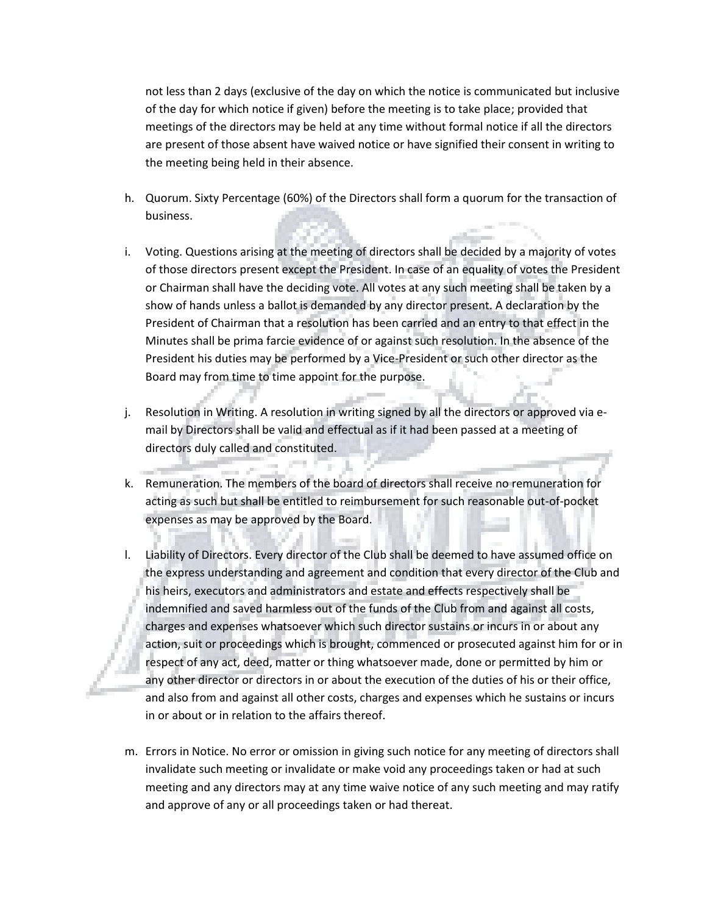not less than 2 days (exclusive of the day on which the notice is communicated but inclusive of the day for which notice if given) before the meeting is to take place; provided that meetings of the directors may be held at any time without formal notice if all the directors are present of those absent have waived notice or have signified their consent in writing to the meeting being held in their absence.

h. Quorum. Sixty Percentage (60%) of the Directors shall form a quorum for the transaction of business.

i. Voting. Questions arising at the meeting of directors shall be decided by a majority of votes of those directors present except the President. In case of an equality of votes the President or Chairman shall have the deciding vote. All votes at any such meeting shall be taken by a show of hands unless a ballot is demanded by any director present. A declaration by the President of Chairman that a resolution has been carried and an entry to that effect in the Minutes shall be prima farcie evidence of or against such resolution. In the absence of the President his duties may be performed by a Vice-President or such other director as the Board may from time to time appoint for the purpose.

j. Resolution in Writing. A resolution in writing signed by all the directors or approved via e-mail by Directors shall be valid and effectual as if it had been passed at a meeting of directors duly called and constituted.

k. Remuneration. The members of the board of directors shall receive no remuneration for acting as such but shall be entitled to reimbursement for such reasonable out-of-pocket expenses as may be approved by the Board.

l. Liability of Directors. Every director of the Club shall be deemed to have assumed office on the express understanding and agreement and condition that every director of the Club and his heirs, executors and administrators and estate and effects respectively shall be indemnified and saved harmless out of the funds of the Club from and against all costs, charges and expenses whatsoever which such director sustains or incurs in or about any action, suit or proceedings which is brought, commenced or prosecuted against him for or in respect of any act, deed, matter or thing whatsoever made, done or permitted by him or any other director or directors in or about the execution of the duties of his or their office, and also from and against all other costs, charges and expenses which he sustains or incurs in or about or in relation to the affairs thereof.

m. Errors in Notice. No error or omission in giving such notice for any meeting of directors shall invalidate such meeting or invalidate or make void any proceedings taken or had at such meeting and any directors may at any time waive notice of any such meeting and may ratify and approve of any or all proceedings taken or had thereat.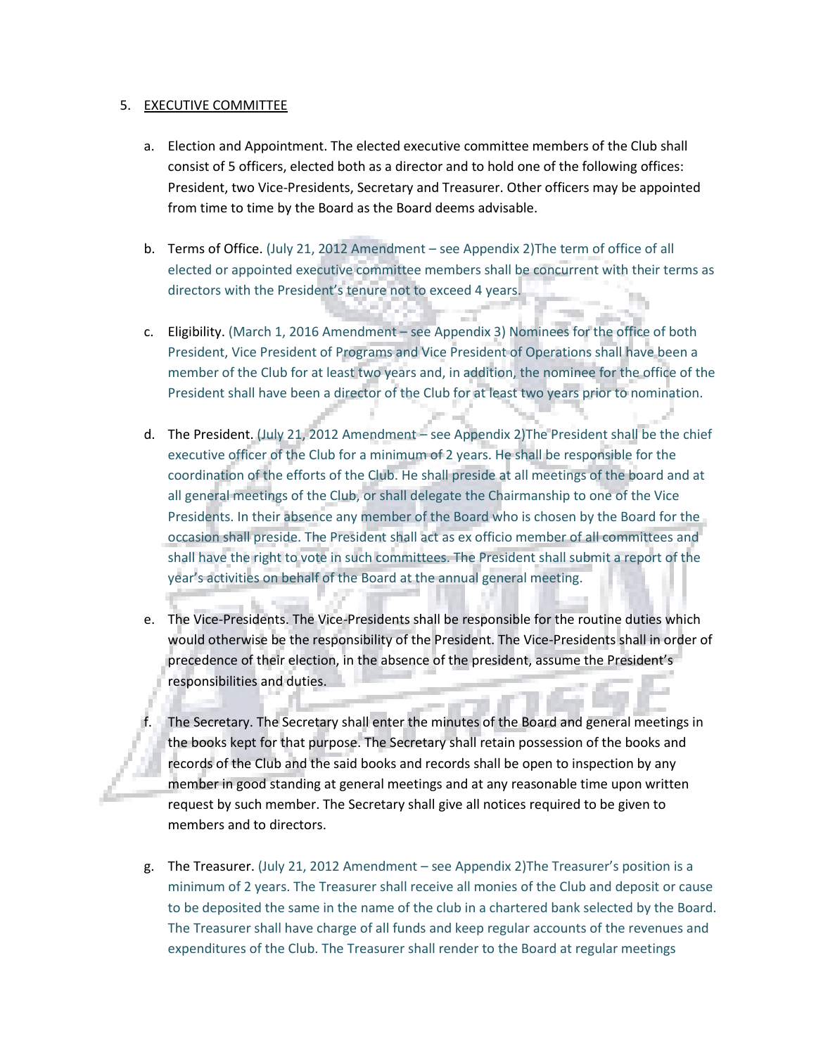5. EXECUTIVE COMMITTEE

   a. Election and Appointment. The elected executive committee members of the Club shall consist of 5 officers, elected both as a director and to hold one of the following offices: President, two Vice-Presidents, Secretary and Treasurer. Other officers may be appointed from time to time by the Board as the Board deems advisable.

   b. Terms of Office. (July 21, 2012 Amendment – see Appendix 2)The term of office of all elected or appointed executive committee members shall be concurrent with their terms as directors with the President's tenure not to exceed 4 years.

   c. Eligibility. (March 1, 2016 Amendment – see Appendix 3) Nominees for the office of both President, Vice President of Programs and Vice President of Operations shall have been a member of the Club for at least two years and, in addition, the nominee for the office of the President shall have been a director of the Club for at least two years prior to nomination.

   d. The President. (July 21, 2012 Amendment – see Appendix 2)The President shall be the chief executive officer of the Club for a minimum of 2 years. He shall be responsible for the coordination of the efforts of the Club. He shall preside at all meetings of the board and at all general meetings of the Club, or shall delegate the Chairmanship to one of the Vice Presidents. In their absence any member of the Board who is chosen by the Board for the occasion shall preside. The President shall act as ex officio member of all committees and shall have the right to vote in such committees. The President shall submit a report of the year's activities on behalf of the Board at the annual general meeting.

   e. The Vice-Presidents. The Vice-Presidents shall be responsible for the routine duties which would otherwise be the responsibility of the President. The Vice-Presidents shall in order of precedence of their election, in the absence of the president, assume the President's responsibilities and duties.

   f. The Secretary. The Secretary shall enter the minutes of the Board and general meetings in the books kept for that purpose. The Secretary shall retain possession of the books and records of the Club and the said books and records shall be open to inspection by any member in good standing at general meetings and at any reasonable time upon written request by such member. The Secretary shall give all notices required to be given to members and to directors.

   g. The Treasurer. (July 21, 2012 Amendment – see Appendix 2)The Treasurer's position is a minimum of 2 years. The Treasurer shall receive all monies of the Club and deposit or cause to be deposited the same in the name of the club in a chartered bank selected by the Board. The Treasurer shall have charge of all funds and keep regular accounts of the revenues and expenditures of the Club. The Treasurer shall render to the Board at regular meetings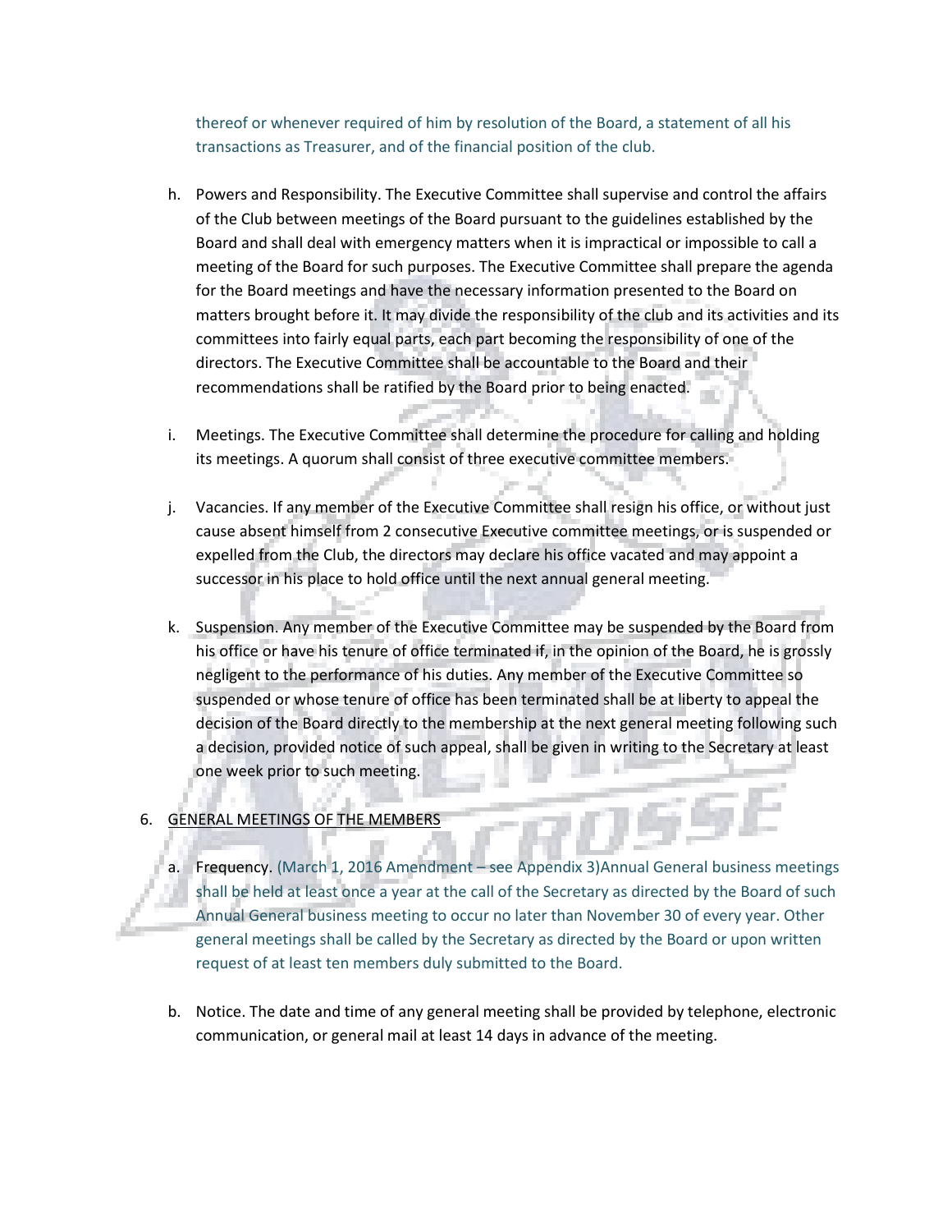thereof or whenever required of him by resolution of the Board, a statement of all his transactions as Treasurer, and of the financial position of the club.

h. Powers and Responsibility. The Executive Committee shall supervise and control the affairs of the Club between meetings of the Board pursuant to the guidelines established by the Board and shall deal with emergency matters when it is impractical or impossible to call a meeting of the Board for such purposes. The Executive Committee shall prepare the agenda for the Board meetings and have the necessary information presented to the Board on matters brought before it. It may divide the responsibility of the club and its activities and its committees into fairly equal parts, each part becoming the responsibility of one of the directors. The Executive Committee shall be accountable to the Board and their recommendations shall be ratified by the Board prior to being enacted.

i. Meetings. The Executive Committee shall determine the procedure for calling and holding its meetings. A quorum shall consist of three executive committee members.

j. Vacancies. If any member of the Executive Committee shall resign his office, or without just cause absent himself from 2 consecutive Executive committee meetings, or is suspended or expelled from the Club, the directors may declare his office vacated and may appoint a successor in his place to hold office until the next annual general meeting.

k. Suspension. Any member of the Executive Committee may be suspended by the Board from his office or have his tenure of office terminated if, in the opinion of the Board, he is grossly negligent to the performance of his duties. Any member of the Executive Committee so suspended or whose tenure of office has been terminated shall be at liberty to appeal the decision of the Board directly to the membership at the next general meeting following such a decision, provided notice of such appeal, shall be given in writing to the Secretary at least one week prior to such meeting.

6. GENERAL MEETINGS OF THE MEMBERS

   a. Frequency. (March 1, 2016 Amendment – see Appendix 3)Annual General business meetings shall be held at least once a year at the call of the Secretary as directed by the Board of such Annual General business meeting to occur no later than November 30 of every year. Other general meetings shall be called by the Secretary as directed by the Board or upon written request of at least ten members duly submitted to the Board.

   b. Notice. The date and time of any general meeting shall be provided by telephone, electronic communication, or general mail at least 14 days in advance of the meeting.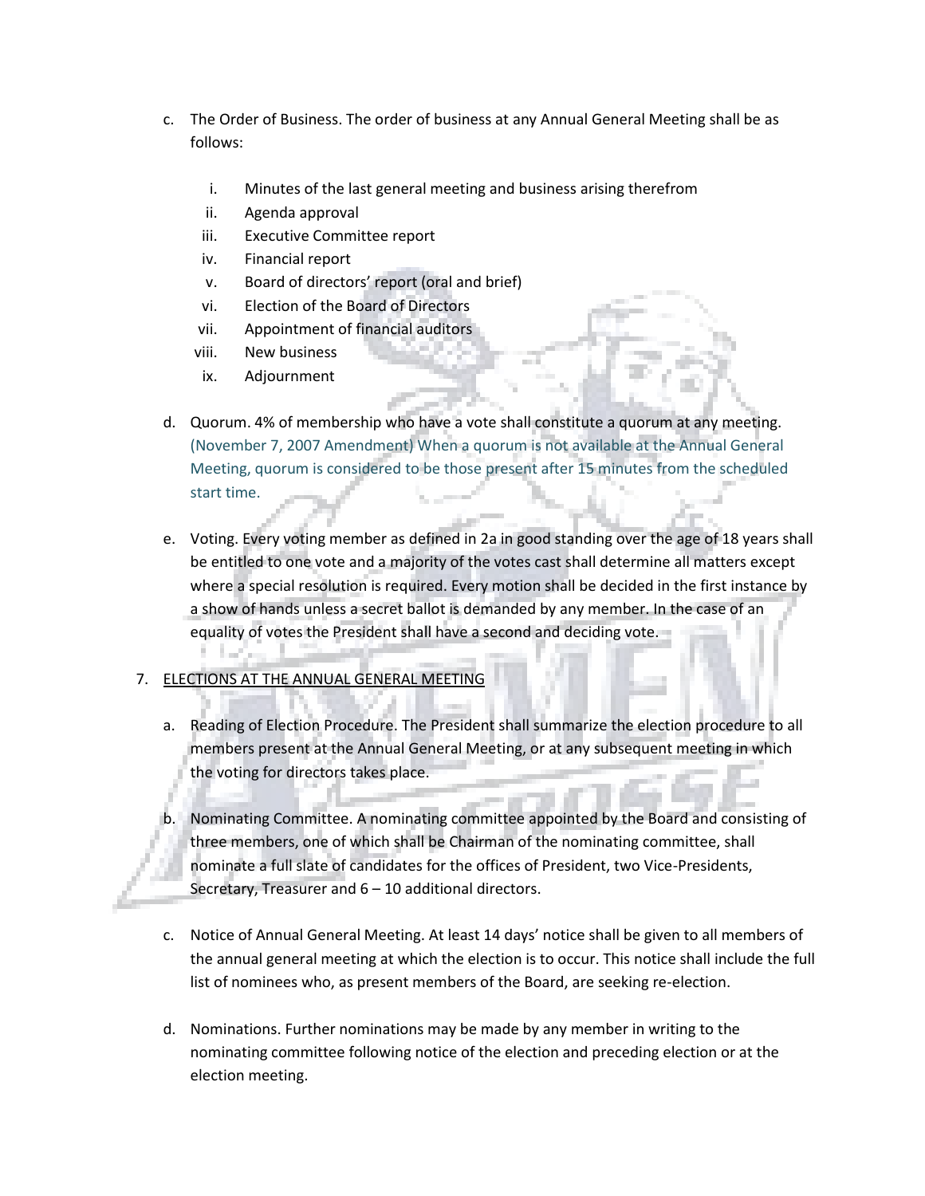c. The Order of Business. The order of business at any Annual General Meeting shall be as follows:

   i. Minutes of the last general meeting and business arising therefrom
   ii. Agenda approval
   iii. Executive Committee report
   iv. Financial report
   v. Board of directors' report (oral and brief)
   vi. Election of the Board of Directors
   vii. Appointment of financial auditors
   viii. New business
   ix. Adjournment

d. Quorum. 4% of membership who have a vote shall constitute a quorum at any meeting. (November 7, 2007 Amendment) When a quorum is not available at the Annual General Meeting, quorum is considered to be those present after 15 minutes from the scheduled start time.

e. Voting. Every voting member as defined in 2a in good standing over the age of 18 years shall be entitled to one vote and a majority of the votes cast shall determine all matters except where a special resolution is required. Every motion shall be decided in the first instance by a show of hands unless a secret ballot is demanded by any member. In the case of an equality of votes the President shall have a second and deciding vote.

7. ELECTIONS AT THE ANNUAL GENERAL MEETING

   a. Reading of Election Procedure. The President shall summarize the election procedure to all members present at the Annual General Meeting, or at any subsequent meeting in which the voting for directors takes place.

   b. Nominating Committee. A nominating committee appointed by the Board and consisting of three members, one of which shall be Chairman of the nominating committee, shall nominate a full slate of candidates for the offices of President, two Vice-Presidents, Secretary, Treasurer and 6 – 10 additional directors.

   c. Notice of Annual General Meeting. At least 14 days' notice shall be given to all members of the annual general meeting at which the election is to occur. This notice shall include the full list of nominees who, as present members of the Board, are seeking re-election.

   d. Nominations. Further nominations may be made by any member in writing to the nominating committee following notice of the election and preceding election or at the election meeting.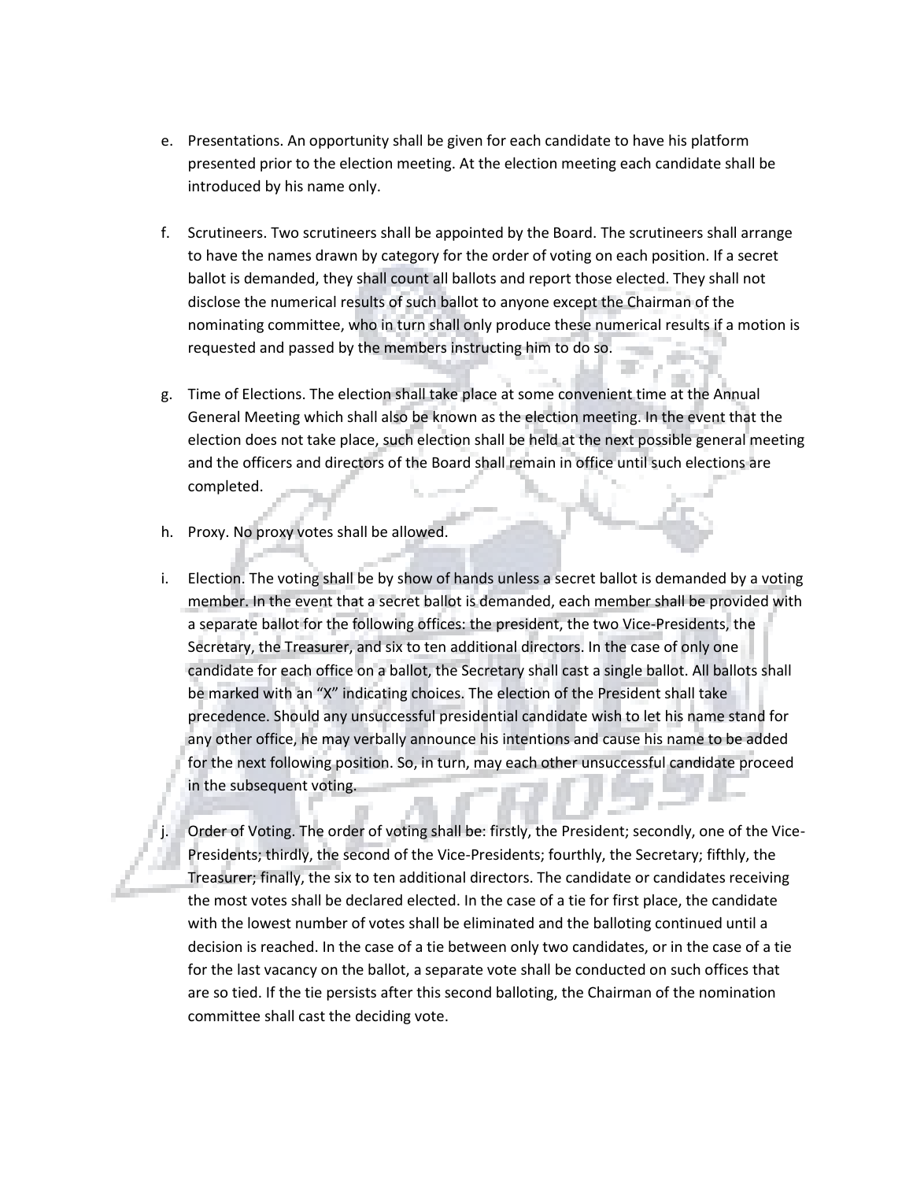e. Presentations. An opportunity shall be given for each candidate to have his platform presented prior to the election meeting. At the election meeting each candidate shall be introduced by his name only.

f. Scrutineers. Two scrutineers shall be appointed by the Board. The scrutineers shall arrange to have the names drawn by category for the order of voting on each position. If a secret ballot is demanded, they shall count all ballots and report those elected. They shall not disclose the numerical results of such ballot to anyone except the Chairman of the nominating committee, who in turn shall only produce these numerical results if a motion is requested and passed by the members instructing him to do so.

g. Time of Elections. The election shall take place at some convenient time at the Annual General Meeting which shall also be known as the election meeting. In the event that the election does not take place, such election shall be held at the next possible general meeting and the officers and directors of the Board shall remain in office until such elections are completed.

h. Proxy. No proxy votes shall be allowed.

i. Election. The voting shall be by show of hands unless a secret ballot is demanded by a voting member. In the event that a secret ballot is demanded, each member shall be provided with a separate ballot for the following offices: the president, the two Vice-Presidents, the Secretary, the Treasurer, and six to ten additional directors. In the case of only one candidate for each office on a ballot, the Secretary shall cast a single ballot. All ballots shall be marked with an "X" indicating choices. The election of the President shall take precedence. Should any unsuccessful presidential candidate wish to let his name stand for any other office, he may verbally announce his intentions and cause his name to be added for the next following position. So, in turn, may each other unsuccessful candidate proceed in the subsequent voting.

j. Order of Voting. The order of voting shall be: firstly, the President; secondly, one of the Vice-Presidents; thirdly, the second of the Vice-Presidents; fourthly, the Secretary; fifthly, the Treasurer; finally, the six to ten additional directors. The candidate or candidates receiving the most votes shall be declared elected. In the case of a tie for first place, the candidate with the lowest number of votes shall be eliminated and the balloting continued until a decision is reached. In the case of a tie between only two candidates, or in the case of a tie for the last vacancy on the ballot, a separate vote shall be conducted on such offices that are so tied. If the tie persists after this second balloting, the Chairman of the nomination committee shall cast the deciding vote.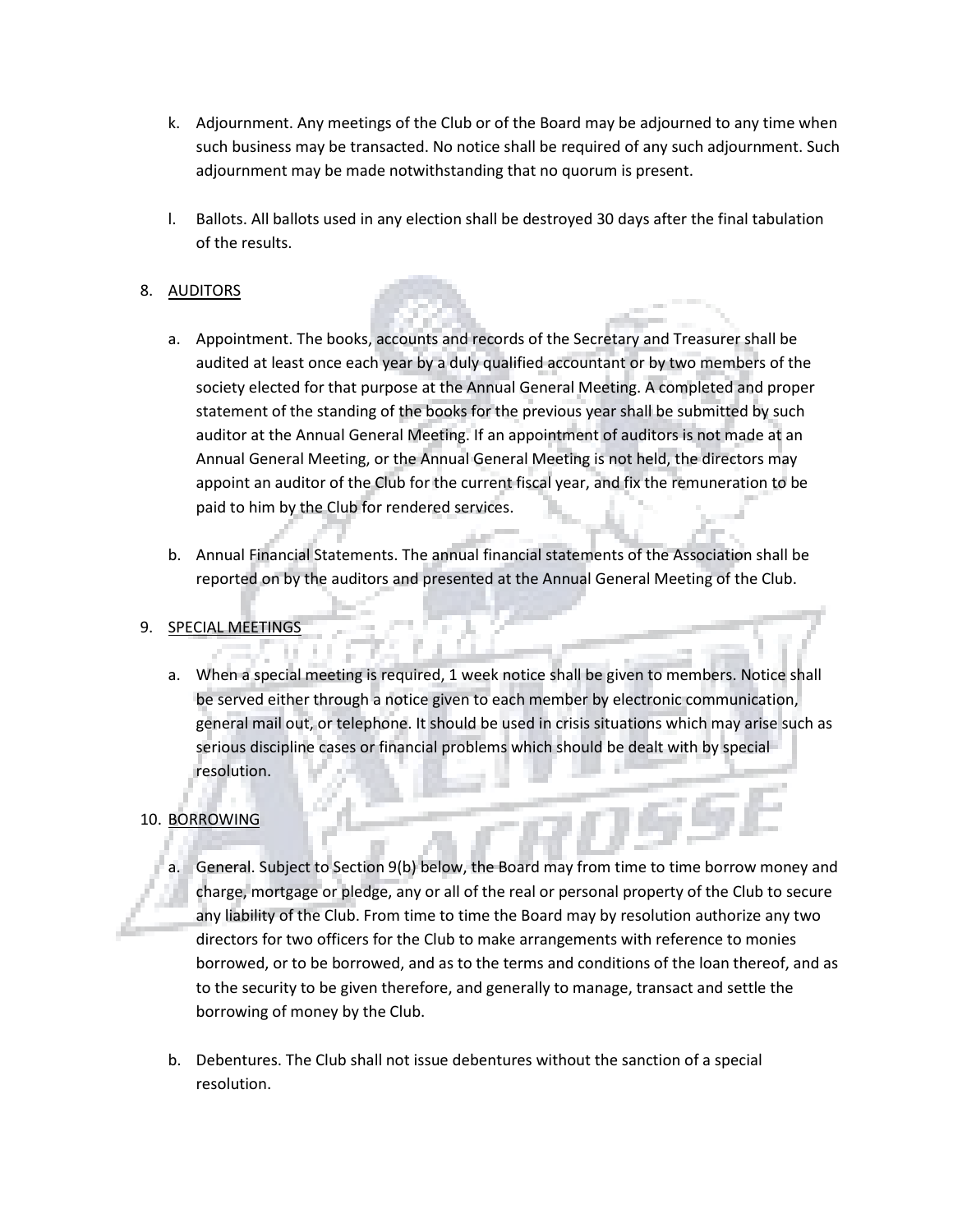k. Adjournment. Any meetings of the Club or of the Board may be adjourned to any time when such business may be transacted. No notice shall be required of any such adjournment. Such adjournment may be made notwithstanding that no quorum is present.

l. Ballots. All ballots used in any election shall be destroyed 30 days after the final tabulation of the results.

8. <u>AUDITORS</u>

   a. Appointment. The books, accounts and records of the Secretary and Treasurer shall be audited at least once each year by a duly qualified accountant or by two members of the society elected for that purpose at the Annual General Meeting. A completed and proper statement of the standing of the books for the previous year shall be submitted by such auditor at the Annual General Meeting. If an appointment of auditors is not made at an Annual General Meeting, or the Annual General Meeting is not held, the directors may appoint an auditor of the Club for the current fiscal year, and fix the remuneration to be paid to him by the Club for rendered services.

   b. Annual Financial Statements. The annual financial statements of the Association shall be reported on by the auditors and presented at the Annual General Meeting of the Club.

9. <u>SPECIAL MEETINGS</u>

   a. When a special meeting is required, 1 week notice shall be given to members. Notice shall be served either through a notice given to each member by electronic communication, general mail out, or telephone. It should be used in crisis situations which may arise such as serious discipline cases or financial problems which should be dealt with by special resolution.

10. <u>BORROWING</u>

    a. General. Subject to Section 9(b) below, the Board may from time to time borrow money and charge, mortgage or pledge, any or all of the real or personal property of the Club to secure any liability of the Club. From time to time the Board may by resolution authorize any two directors for two officers for the Club to make arrangements with reference to monies borrowed, or to be borrowed, and as to the terms and conditions of the loan thereof, and as to the security to be given therefore, and generally to manage, transact and settle the borrowing of money by the Club.

    b. Debentures. The Club shall not issue debentures without the sanction of a special resolution.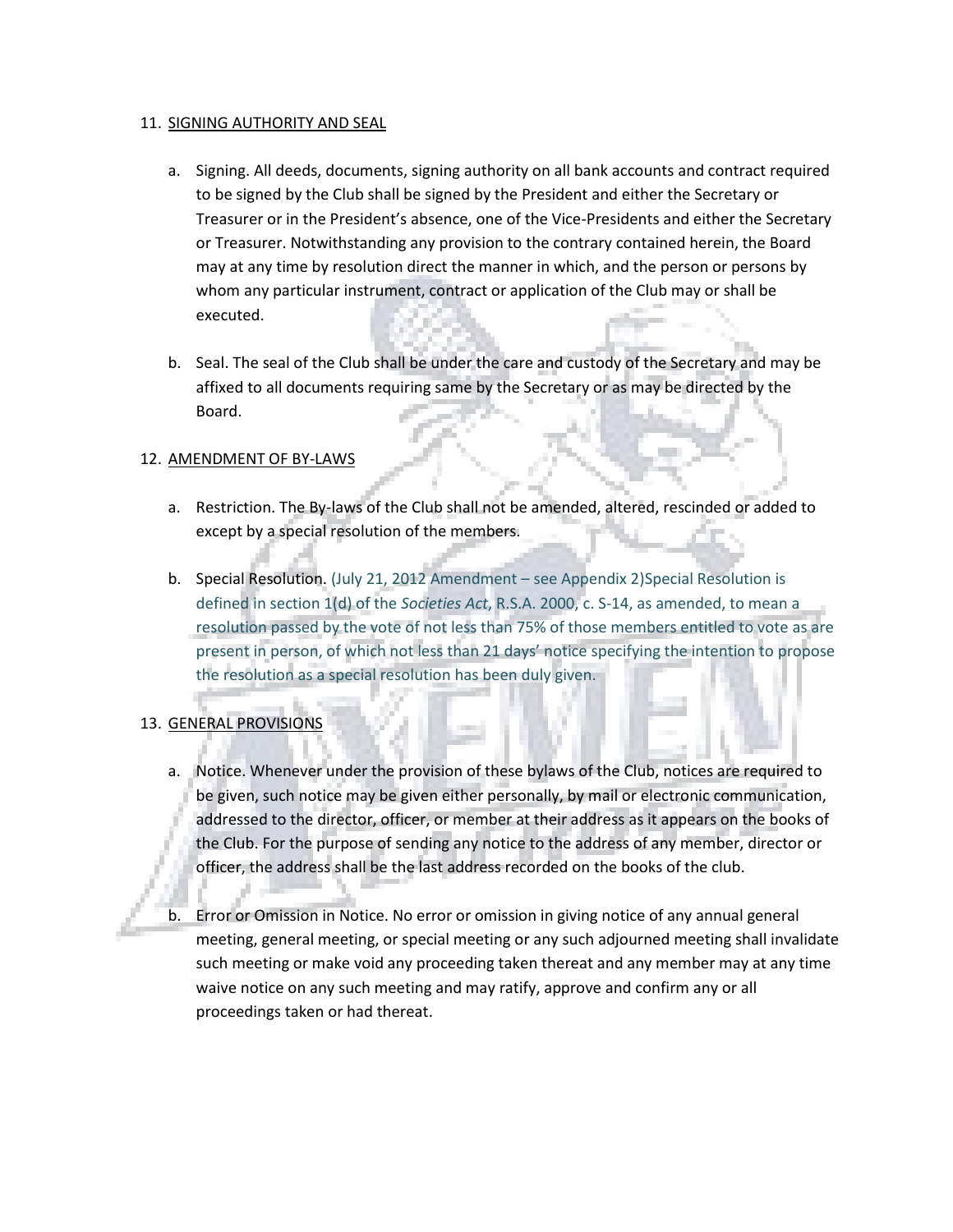11. SIGNING AUTHORITY AND SEAL

    a. Signing. All deeds, documents, signing authority on all bank accounts and contract required to be signed by the Club shall be signed by the President and either the Secretary or Treasurer or in the President's absence, one of the Vice-Presidents and either the Secretary or Treasurer. Notwithstanding any provision to the contrary contained herein, the Board may at any time by resolution direct the manner in which, and the person or persons by whom any particular instrument, contract or application of the Club may or shall be executed.

    b. Seal. The seal of the Club shall be under the care and custody of the Secretary and may be affixed to all documents requiring same by the Secretary or as may be directed by the Board.

12. AMENDMENT OF BY-LAWS

    a. Restriction. The By-laws of the Club shall not be amended, altered, rescinded or added to except by a special resolution of the members.

    b. Special Resolution. (July 21, 2012 Amendment – see Appendix 2)Special Resolution is defined in section 1(d) of the *Societies Act*, R.S.A. 2000, c. S-14, as amended, to mean a resolution passed by the vote of not less than 75% of those members entitled to vote as are present in person, of which not less than 21 days' notice specifying the intention to propose the resolution as a special resolution has been duly given.

13. GENERAL PROVISIONS

    a. Notice. Whenever under the provision of these bylaws of the Club, notices are required to be given, such notice may be given either personally, by mail or electronic communication, addressed to the director, officer, or member at their address as it appears on the books of the Club. For the purpose of sending any notice to the address of any member, director or officer, the address shall be the last address recorded on the books of the club.

    b. Error or Omission in Notice. No error or omission in giving notice of any annual general meeting, general meeting, or special meeting or any such adjourned meeting shall invalidate such meeting or make void any proceeding taken thereat and any member may at any time waive notice on any such meeting and may ratify, approve and confirm any or all proceedings taken or had thereat.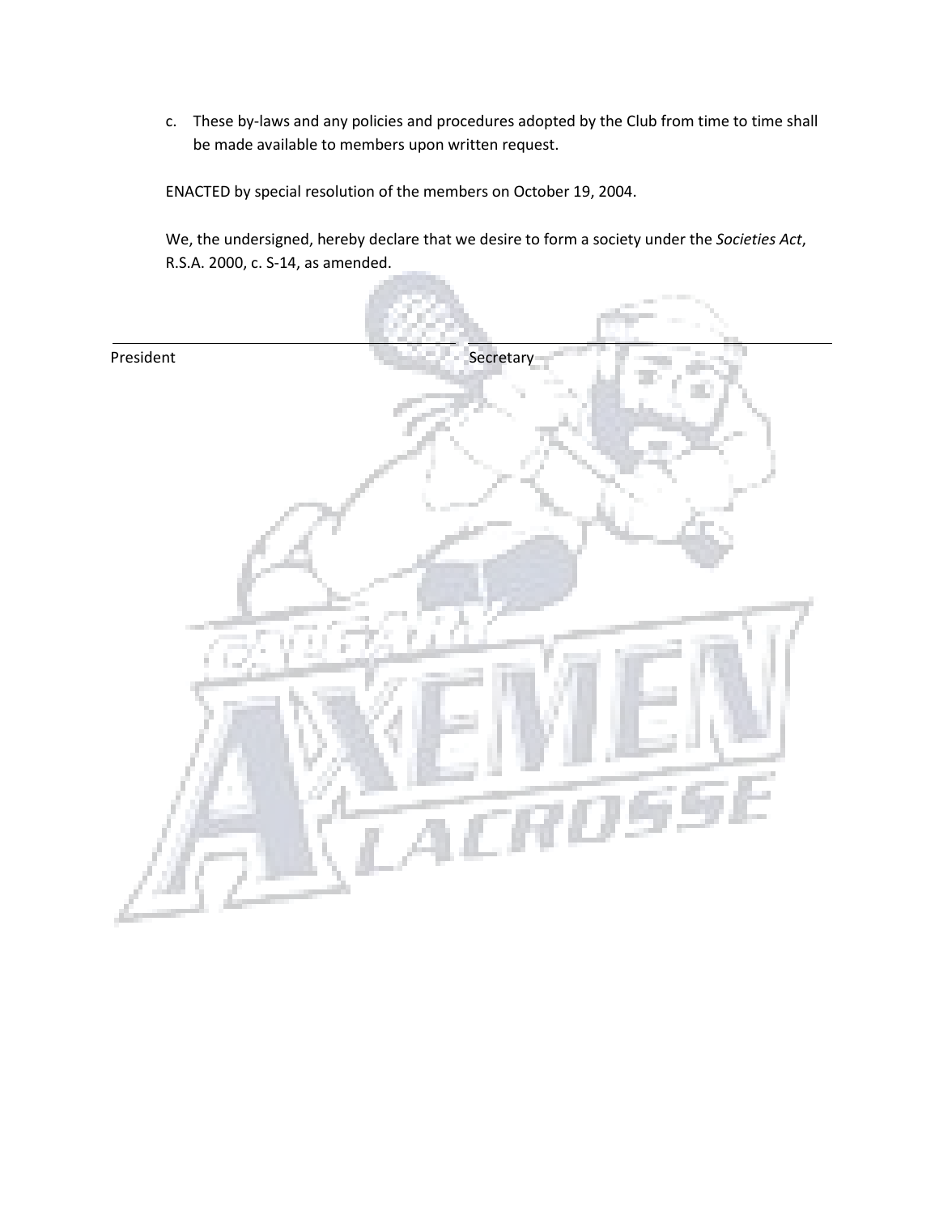c. These by-laws and any policies and procedures adopted by the Club from time to time shall be made available to members upon written request.

ENACTED by special resolution of the members on October 19, 2004.

We, the undersigned, hereby declare that we desire to form a society under the *Societies Act*, R.S.A. 2000, c. S-14, as amended.

President

Secretary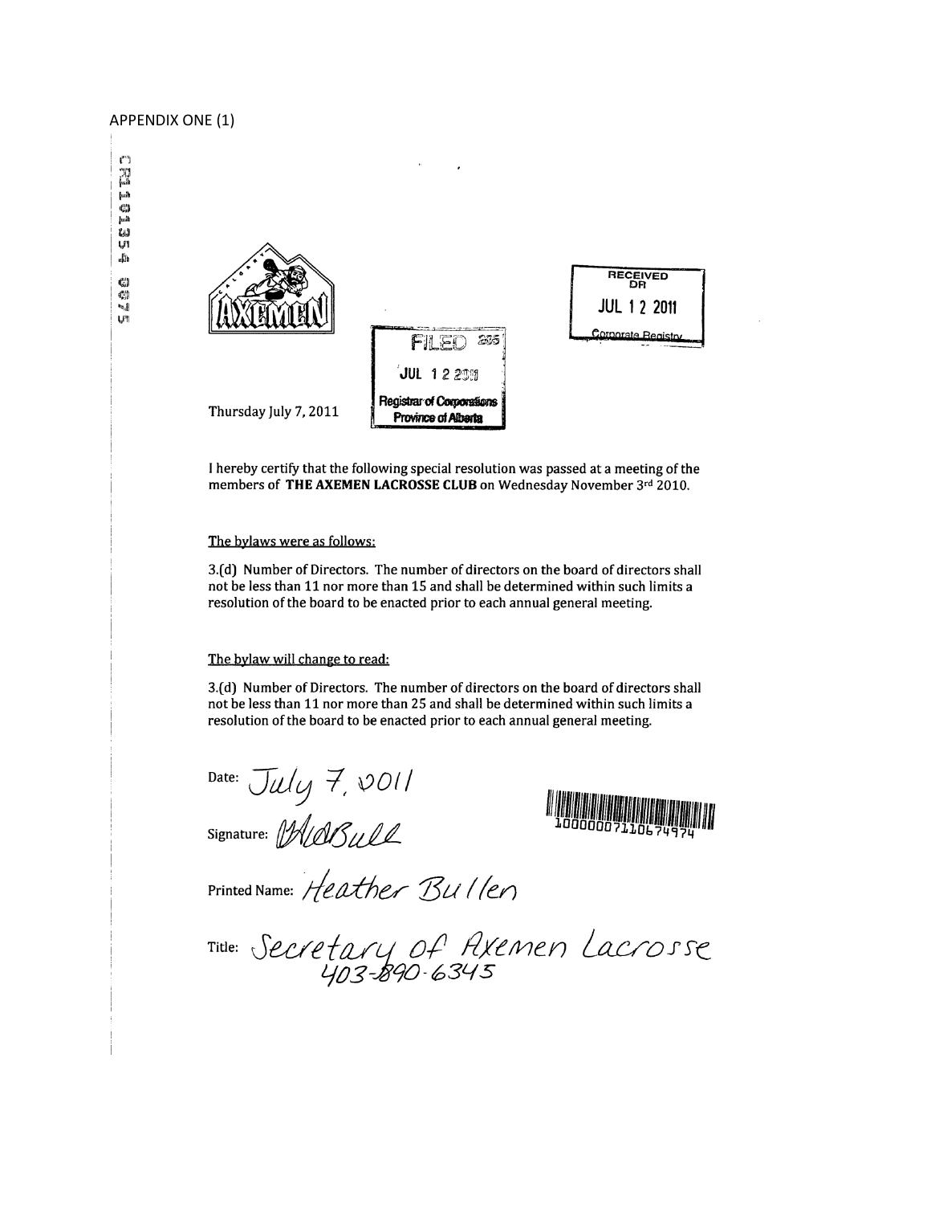APPENDIX ONE (1)

CR11013545 0675

AXEMEN

FILED 235
JUL 12 2011
Registrar of Corporations
Province of Alberta

RECEIVED
DR
JUL 12 2011
Corporate Registry

Thursday July 7, 2011

I hereby certify that the following special resolution was passed at a meeting of the members of **THE AXEMEN LACROSSE CLUB** on Wednesday November 3rd 2010.

The bylaws were as follows:

3.(d) Number of Directors. The number of directors on the board of directors shall not be less than 11 nor more than 15 and shall be determined within such limits a resolution of the board to be enacted prior to each annual general meeting.

The bylaw will change to read:

3.(d) Number of Directors. The number of directors on the board of directors shall not be less than 11 nor more than 25 and shall be determined within such limits a resolution of the board to be enacted prior to each annual general meeting.

Date: July 7, 2011

Signature: HBull

1000007110674974

Printed Name: Heather Bullen

Title: Secretary of Axemen Lacrosse
403-890-6345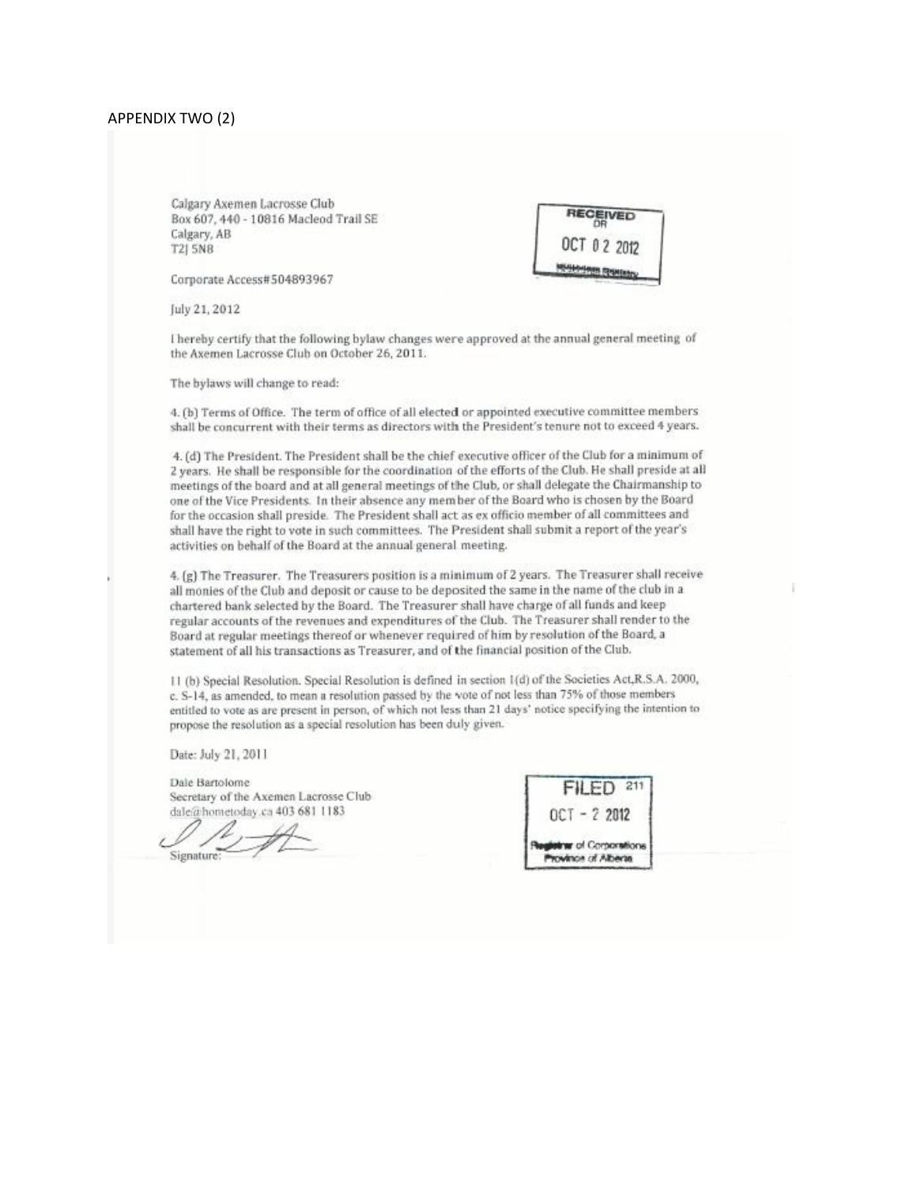APPENDIX TWO (2)

Calgary Axemen Lacrosse Club
Box 607, 440 - 10816 Macleod Trail SE
Calgary, AB
T2J 5N8

RECEIVED
DR
OCT 0 2 2012
Corporate Registry

Corporate Access#504893967

July 21, 2012

I hereby certify that the following bylaw changes were approved at the annual general meeting of the Axemen Lacrosse Club on October 26, 2011.

The bylaws will change to read:

4. (b) Terms of Office. The term of office of all elected or appointed executive committee members shall be concurrent with their terms as directors with the President's tenure not to exceed 4 years.

4. (d) The President. The President shall be the chief executive officer of the Club for a minimum of 2 years. He shall be responsible for the coordination of the efforts of the Club. He shall preside at all meetings of the board and at all general meetings of the Club, or shall delegate the Chairmanship to one of the Vice Presidents. In their absence any member of the Board who is chosen by the Board for the occasion shall preside. The President shall act as ex officio member of all committees and shall have the right to vote in such committees. The President shall submit a report of the year's activities on behalf of the Board at the annual general meeting.

4. (g) The Treasurer. The Treasurers position is a minimum of 2 years. The Treasurer shall receive all monies of the Club and deposit or cause to be deposited the same in the name of the club in a chartered bank selected by the Board. The Treasurer shall have charge of all funds and keep regular accounts of the revenues and expenditures of the Club. The Treasurer shall render to the Board at regular meetings thereof or whenever required of him by resolution of the Board, a statement of all his transactions as Treasurer, and of the financial position of the Club.

11 (b) Special Resolution. Special Resolution is defined in section 1(d) of the Societies Act,R.S.A. 2000, c. S-14, as amended, to mean a resolution passed by the vote of not less than 75% of those members entitled to vote as are present in person, of which not less than 21 days' notice specifying the intention to propose the resolution as a special resolution has been duly given.

Date: July 21, 2011

Dale Bartolome
Secretary of the Axemen Lacrosse Club
dale@hometoday.ca 403 681 1183

Signature:

FILED 211
OCT - 2 2012
Registrar of Corporations
Province of Alberta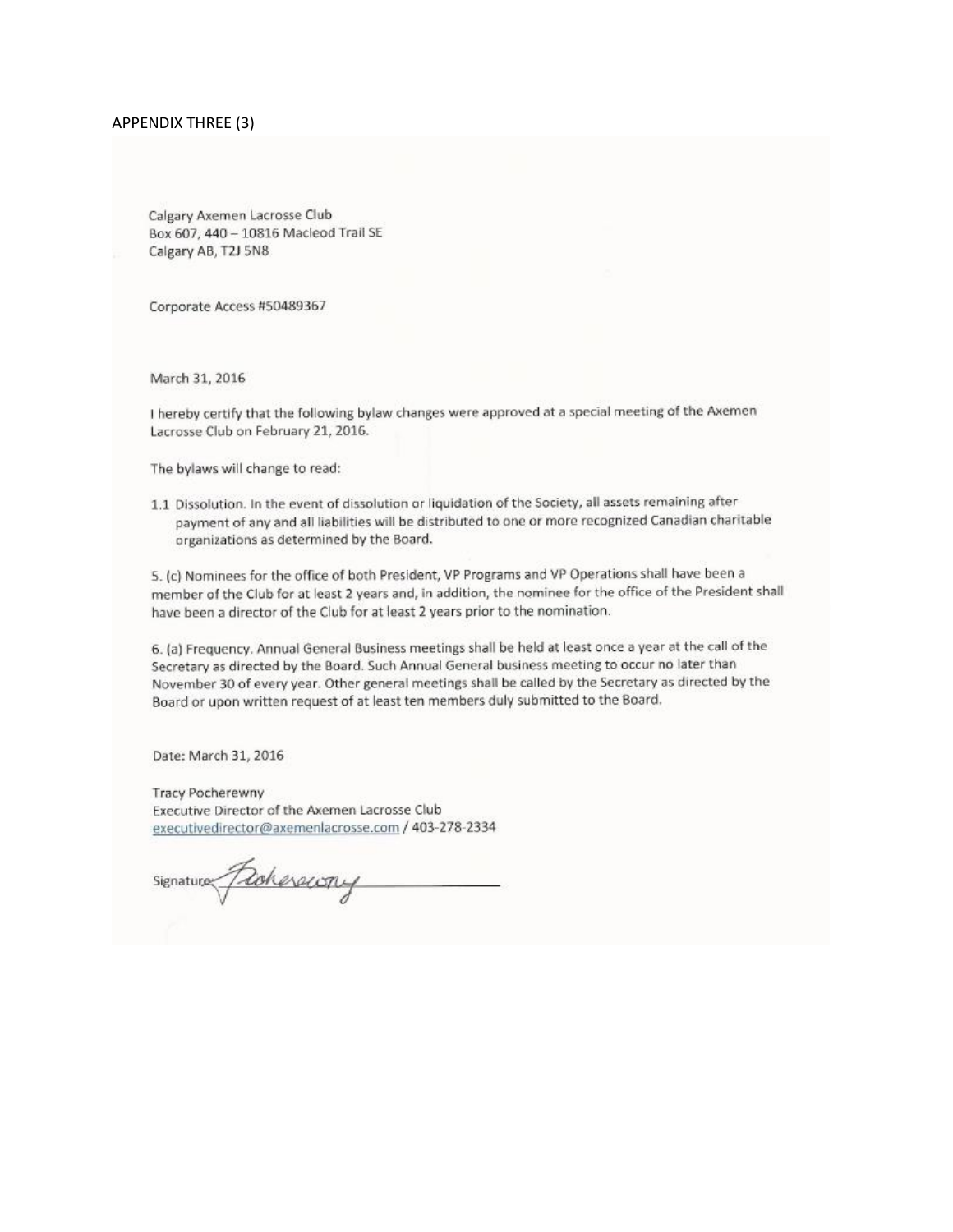APPENDIX THREE (3)

Calgary Axemen Lacrosse Club
Box 607, 440 – 10816 Macleod Trail SE
Calgary AB, T2J 5N8

Corporate Access #50489367

March 31, 2016

I hereby certify that the following bylaw changes were approved at a special meeting of the Axemen Lacrosse Club on February 21, 2016.

The bylaws will change to read:

1.1 Dissolution. In the event of dissolution or liquidation of the Society, all assets remaining after payment of any and all liabilities will be distributed to one or more recognized Canadian charitable organizations as determined by the Board.

5. (c) Nominees for the office of both President, VP Programs and VP Operations shall have been a member of the Club for at least 2 years and, in addition, the nominee for the office of the President shall have been a director of the Club for at least 2 years prior to the nomination.

6. (a) Frequency. Annual General Business meetings shall be held at least once a year at the call of the Secretary as directed by the Board. Such Annual General business meeting to occur no later than November 30 of every year. Other general meetings shall be called by the Secretary as directed by the Board or upon written request of at least ten members duly submitted to the Board.

Date: March 31, 2016

Tracy Pocherewny
Executive Director of the Axemen Lacrosse Club
executivedirector@axemenlacrosse.com / 403-278-2334

Signature: Pocherewny